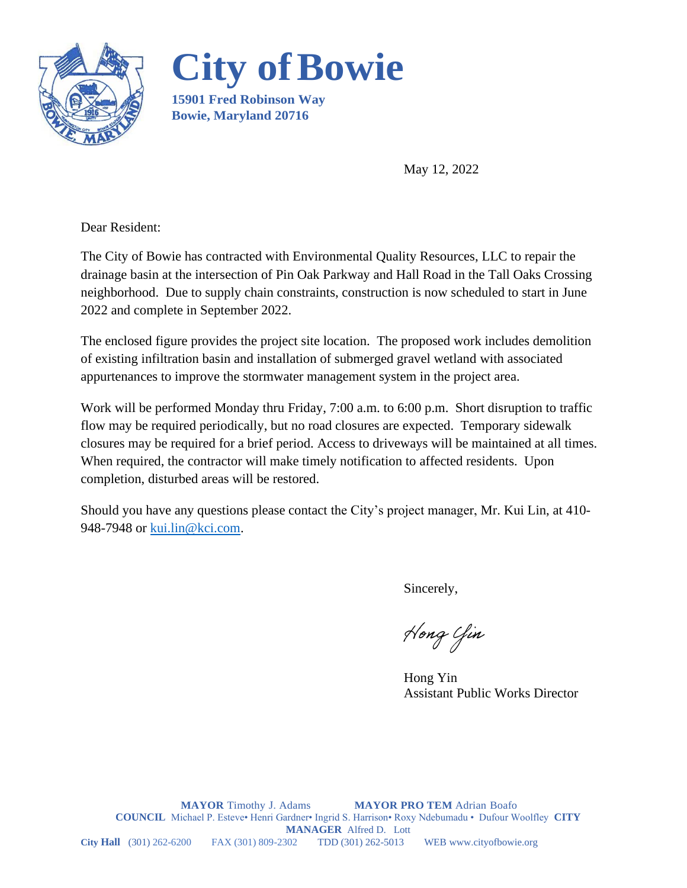# City of Bowie

**15901 Fred Robinson Way**
**Bowie, Maryland 20716**

May 12, 2022

Dear Resident:

The City of Bowie has contracted with Environmental Quality Resources, LLC to repair the drainage basin at the intersection of Pin Oak Parkway and Hall Road in the Tall Oaks Crossing neighborhood. Due to supply chain constraints, construction is now scheduled to start in June 2022 and complete in September 2022.

The enclosed figure provides the project site location. The proposed work includes demolition of existing infiltration basin and installation of submerged gravel wetland with associated appurtenances to improve the stormwater management system in the project area.

Work will be performed Monday thru Friday, 7:00 a.m. to 6:00 p.m. Short disruption to traffic flow may be required periodically, but no road closures are expected. Temporary sidewalk closures may be required for a brief period. Access to driveways will be maintained at all times. When required, the contractor will make timely notification to affected residents. Upon completion, disturbed areas will be restored.

Should you have any questions please contact the City's project manager, Mr. Kui Lin, at 410-948-7948 or kui.lin@kci.com.

Sincerely,

*Hong Yin*

Hong Yin
Assistant Public Works Director

**MAYOR** Timothy J. Adams **MAYOR PRO TEM** Adrian Boafo
**COUNCIL** Michael P. Esteve• Henri Gardner• Ingrid S. Harrison• Roxy Ndebumadu • Dufour Woolfley **CITY MANAGER** Alfred D. Lott
**City Hall** (301) 262-6200 FAX (301) 809-2302 TDD (301) 262-5013 WEB www.cityofbowie.org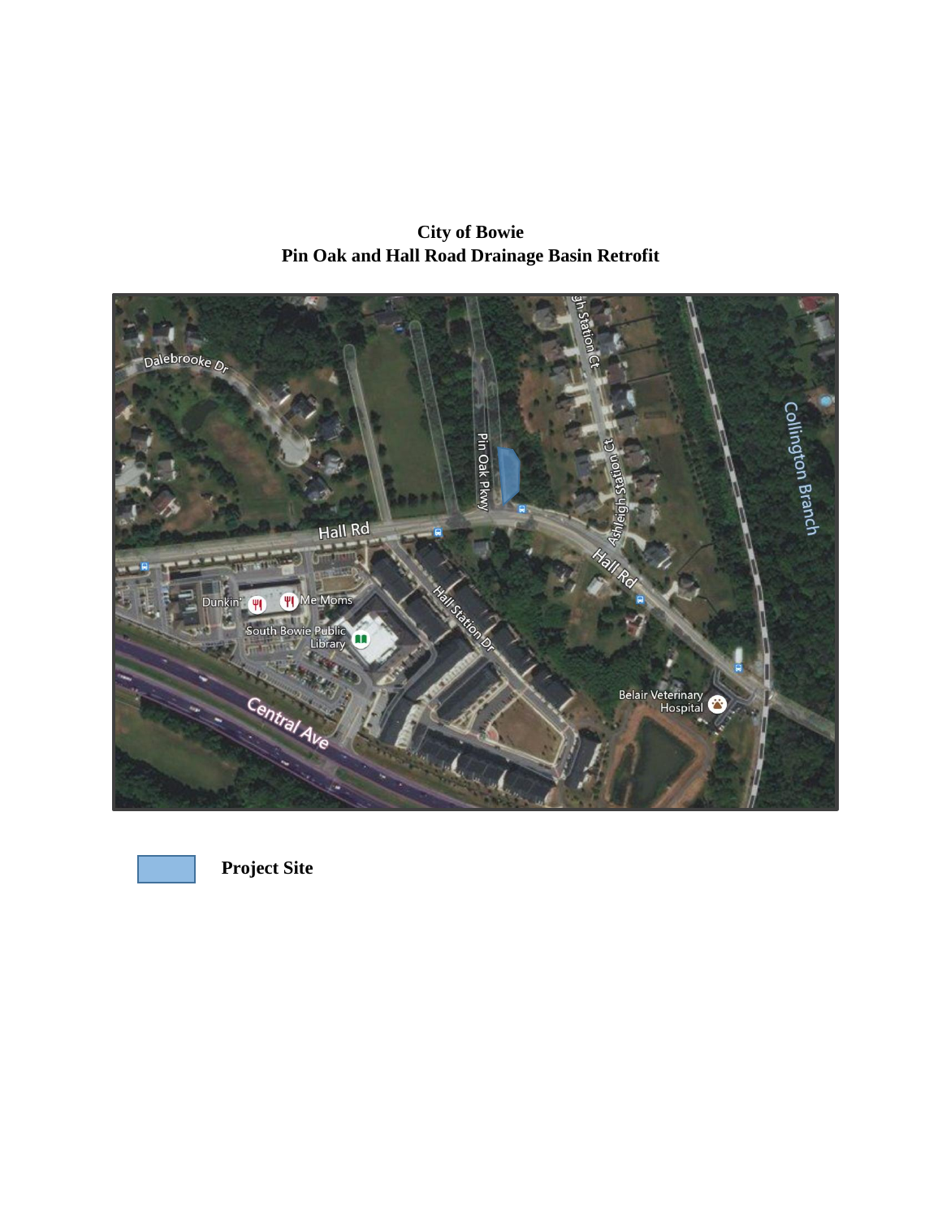**City of Bowie**
**Pin Oak and Hall Road Drainage Basin Retrofit**

Dalebrooke Dr
Pin Oak Pkwy
Ashleigh Station Ct
Collington Branch
Hall Rd
Hall Station Dr
Dunkin'
Me Moms
South Bowie Public Library
Central Ave
Belair Veterinary Hospital

**Project Site**